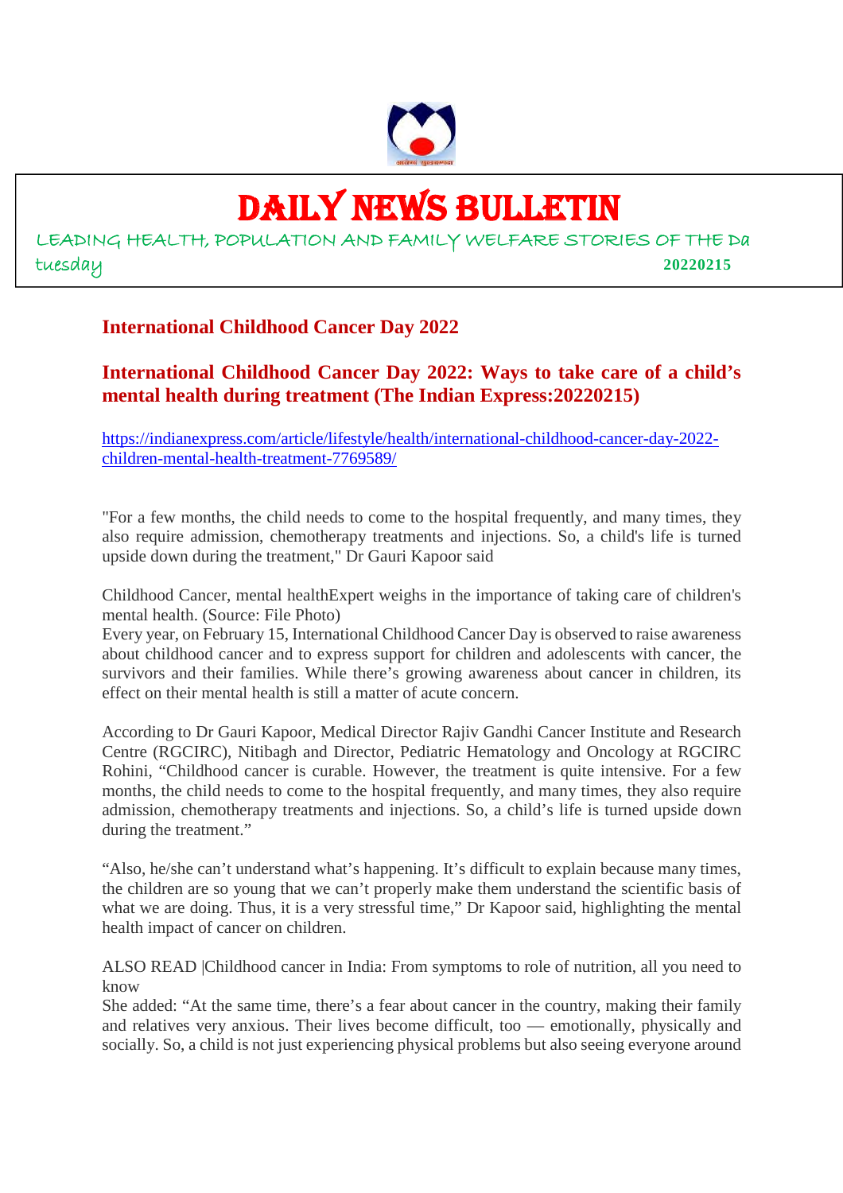# DAILY NEWS BULLETIN

LEADING HEALTH, POPULATION AND FAMILY WELFARE STORIES OF THE Da

tuesday 20220215

## International Childhood Cancer Day 2022

## International Childhood Cancer Day 2022: Ways to take care of a child's mental health during treatment (The Indian Express:20220215)

https://indianexpress.com/article/lifestyle/health/international-childhood-cancer-day-2022-children-mental-health-treatment-7769589/

"For a few months, the child needs to come to the hospital frequently, and many times, they also require admission, chemotherapy treatments and injections. So, a child's life is turned upside down during the treatment," Dr Gauri Kapoor said

Childhood Cancer, mental healthExpert weighs in the importance of taking care of children's mental health. (Source: File Photo)

Every year, on February 15, International Childhood Cancer Day is observed to raise awareness about childhood cancer and to express support for children and adolescents with cancer, the survivors and their families. While there's growing awareness about cancer in children, its effect on their mental health is still a matter of acute concern.

According to Dr Gauri Kapoor, Medical Director Rajiv Gandhi Cancer Institute and Research Centre (RGCIRC), Nitibagh and Director, Pediatric Hematology and Oncology at RGCIRC Rohini, "Childhood cancer is curable. However, the treatment is quite intensive. For a few months, the child needs to come to the hospital frequently, and many times, they also require admission, chemotherapy treatments and injections. So, a child's life is turned upside down during the treatment."

"Also, he/she can't understand what's happening. It's difficult to explain because many times, the children are so young that we can't properly make them understand the scientific basis of what we are doing. Thus, it is a very stressful time," Dr Kapoor said, highlighting the mental health impact of cancer on children.

ALSO READ |Childhood cancer in India: From symptoms to role of nutrition, all you need to know

She added: "At the same time, there's a fear about cancer in the country, making their family and relatives very anxious. Their lives become difficult, too — emotionally, physically and socially. So, a child is not just experiencing physical problems but also seeing everyone around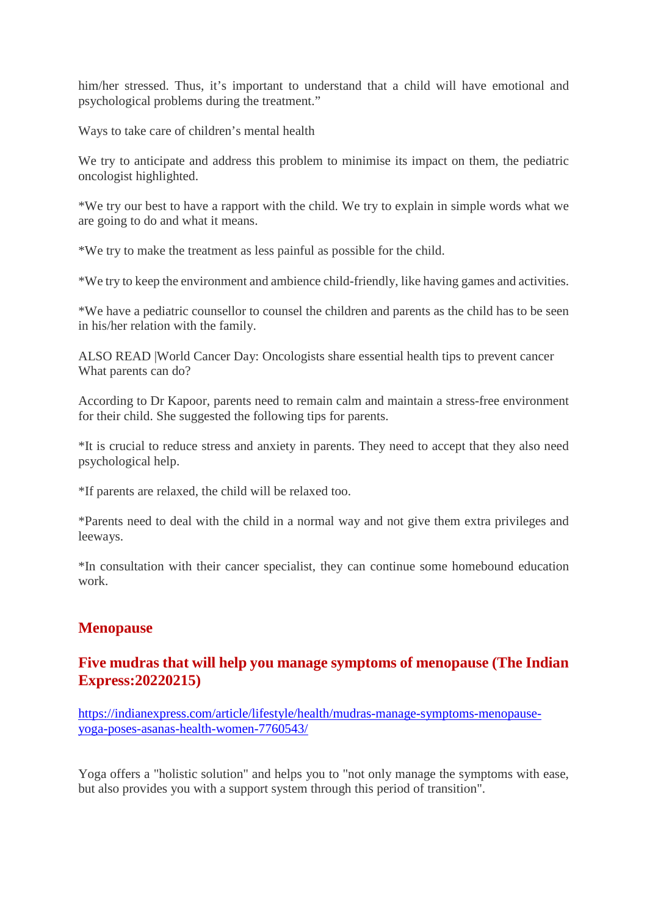him/her stressed. Thus, it's important to understand that a child will have emotional and psychological problems during the treatment."

Ways to take care of children's mental health

We try to anticipate and address this problem to minimise its impact on them, the pediatric oncologist highlighted.

*We try our best to have a rapport with the child. We try to explain in simple words what we are going to do and what it means.

*We try to make the treatment as less painful as possible for the child.

*We try to keep the environment and ambience child-friendly, like having games and activities.

*We have a pediatric counsellor to counsel the children and parents as the child has to be seen in his/her relation with the family.

ALSO READ |World Cancer Day: Oncologists share essential health tips to prevent cancer
What parents can do?

According to Dr Kapoor, parents need to remain calm and maintain a stress-free environment for their child. She suggested the following tips for parents.

*It is crucial to reduce stress and anxiety in parents. They need to accept that they also need psychological help.

*If parents are relaxed, the child will be relaxed too.

*Parents need to deal with the child in a normal way and not give them extra privileges and leeways.

*In consultation with their cancer specialist, they can continue some homebound education work.

## Menopause

## Five mudras that will help you manage symptoms of menopause (The Indian Express:20220215)

https://indianexpress.com/article/lifestyle/health/mudras-manage-symptoms-menopause-yoga-poses-asanas-health-women-7760543/

Yoga offers a "holistic solution" and helps you to "not only manage the symptoms with ease, but also provides you with a support system through this period of transition".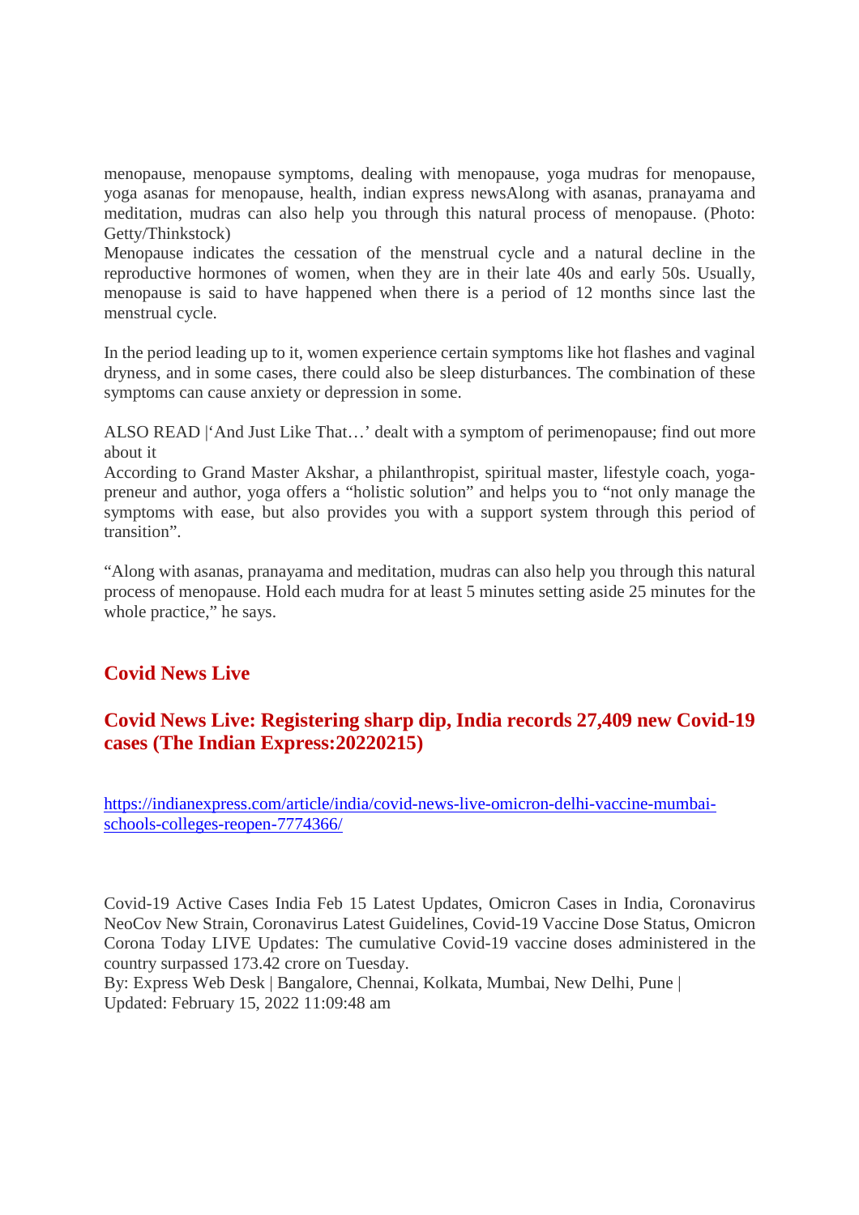menopause, menopause symptoms, dealing with menopause, yoga mudras for menopause, yoga asanas for menopause, health, indian express newsAlong with asanas, pranayama and meditation, mudras can also help you through this natural process of menopause. (Photo: Getty/Thinkstock)

Menopause indicates the cessation of the menstrual cycle and a natural decline in the reproductive hormones of women, when they are in their late 40s and early 50s. Usually, menopause is said to have happened when there is a period of 12 months since last the menstrual cycle.

In the period leading up to it, women experience certain symptoms like hot flashes and vaginal dryness, and in some cases, there could also be sleep disturbances. The combination of these symptoms can cause anxiety or depression in some.

ALSO READ |'And Just Like That…' dealt with a symptom of perimenopause; find out more about it

According to Grand Master Akshar, a philanthropist, spiritual master, lifestyle coach, yoga-preneur and author, yoga offers a "holistic solution" and helps you to "not only manage the symptoms with ease, but also provides you with a support system through this period of transition".

"Along with asanas, pranayama and meditation, mudras can also help you through this natural process of menopause. Hold each mudra for at least 5 minutes setting aside 25 minutes for the whole practice," he says.

## Covid News Live

## Covid News Live: Registering sharp dip, India records 27,409 new Covid-19 cases (The Indian Express:20220215)

https://indianexpress.com/article/india/covid-news-live-omicron-delhi-vaccine-mumbai-schools-colleges-reopen-7774366/

Covid-19 Active Cases India Feb 15 Latest Updates, Omicron Cases in India, Coronavirus NeoCov New Strain, Coronavirus Latest Guidelines, Covid-19 Vaccine Dose Status, Omicron Corona Today LIVE Updates: The cumulative Covid-19 vaccine doses administered in the country surpassed 173.42 crore on Tuesday.

By: Express Web Desk | Bangalore, Chennai, Kolkata, Mumbai, New Delhi, Pune |

Updated: February 15, 2022 11:09:48 am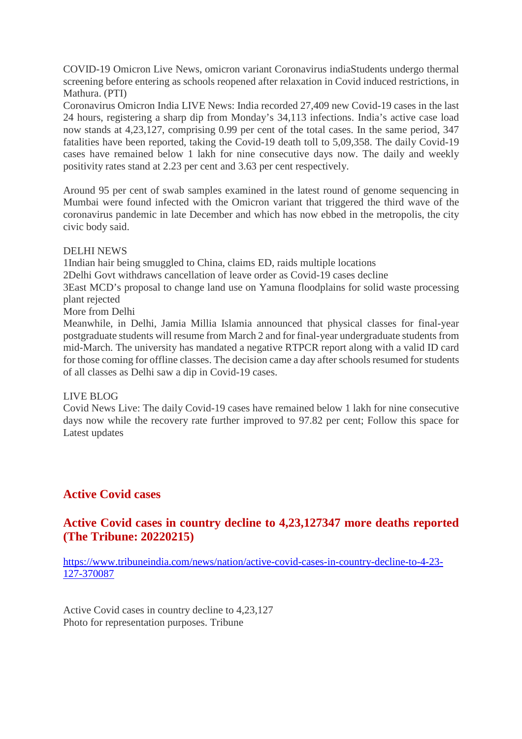COVID-19 Omicron Live News, omicron variant Coronavirus indiaStudents undergo thermal screening before entering as schools reopened after relaxation in Covid induced restrictions, in Mathura. (PTI)
Coronavirus Omicron India LIVE News: India recorded 27,409 new Covid-19 cases in the last 24 hours, registering a sharp dip from Monday's 34,113 infections. India's active case load now stands at 4,23,127, comprising 0.99 per cent of the total cases. In the same period, 347 fatalities have been reported, taking the Covid-19 death toll to 5,09,358. The daily Covid-19 cases have remained below 1 lakh for nine consecutive days now. The daily and weekly positivity rates stand at 2.23 per cent and 3.63 per cent respectively.

Around 95 per cent of swab samples examined in the latest round of genome sequencing in Mumbai were found infected with the Omicron variant that triggered the third wave of the coronavirus pandemic in late December and which has now ebbed in the metropolis, the city civic body said.

DELHI NEWS
1Indian hair being smuggled to China, claims ED, raids multiple locations
2Delhi Govt withdraws cancellation of leave order as Covid-19 cases decline
3East MCD's proposal to change land use on Yamuna floodplains for solid waste processing plant rejected
More from Delhi
Meanwhile, in Delhi, Jamia Millia Islamia announced that physical classes for final-year postgraduate students will resume from March 2 and for final-year undergraduate students from mid-March. The university has mandated a negative RTPCR report along with a valid ID card for those coming for offline classes. The decision came a day after schools resumed for students of all classes as Delhi saw a dip in Covid-19 cases.

LIVE BLOG
Covid News Live: The daily Covid-19 cases have remained below 1 lakh for nine consecutive days now while the recovery rate further improved to 97.82 per cent; Follow this space for Latest updates

## Active Covid cases

## Active Covid cases in country decline to 4,23,127347 more deaths reported (The Tribune: 20220215)

https://www.tribuneindia.com/news/nation/active-covid-cases-in-country-decline-to-4-23-127-370087

Active Covid cases in country decline to 4,23,127
Photo for representation purposes. Tribune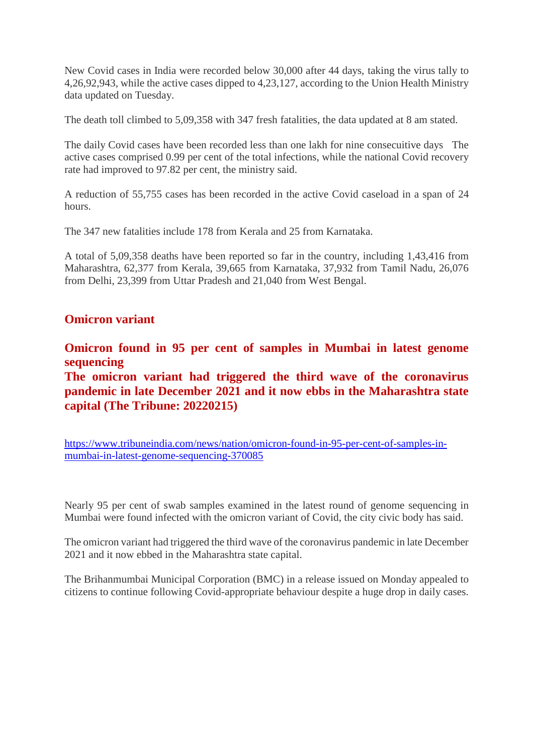New Covid cases in India were recorded below 30,000 after 44 days, taking the virus tally to 4,26,92,943, while the active cases dipped to 4,23,127, according to the Union Health Ministry data updated on Tuesday.

The death toll climbed to 5,09,358 with 347 fresh fatalities, the data updated at 8 am stated.

The daily Covid cases have been recorded less than one lakh for nine consecuitive days   The active cases comprised 0.99 per cent of the total infections, while the national Covid recovery rate had improved to 97.82 per cent, the ministry said.

A reduction of 55,755 cases has been recorded in the active Covid caseload in a span of 24 hours.

The 347 new fatalities include 178 from Kerala and 25 from Karnataka.

A total of 5,09,358 deaths have been reported so far in the country, including 1,43,416 from Maharashtra, 62,377 from Kerala, 39,665 from Karnataka, 37,932 from Tamil Nadu, 26,076 from Delhi, 23,399 from Uttar Pradesh and 21,040 from West Bengal.

## Omicron variant

## Omicron found in 95 per cent of samples in Mumbai in latest genome sequencing
## The omicron variant had triggered the third wave of the coronavirus pandemic in late December 2021 and it now ebbs in the Maharashtra state capital (The Tribune: 20220215)

https://www.tribuneindia.com/news/nation/omicron-found-in-95-per-cent-of-samples-in-mumbai-in-latest-genome-sequencing-370085

Nearly 95 per cent of swab samples examined in the latest round of genome sequencing in Mumbai were found infected with the omicron variant of Covid, the city civic body has said.

The omicron variant had triggered the third wave of the coronavirus pandemic in late December 2021 and it now ebbed in the Maharashtra state capital.

The Brihanmumbai Municipal Corporation (BMC) in a release issued on Monday appealed to citizens to continue following Covid-appropriate behaviour despite a huge drop in daily cases.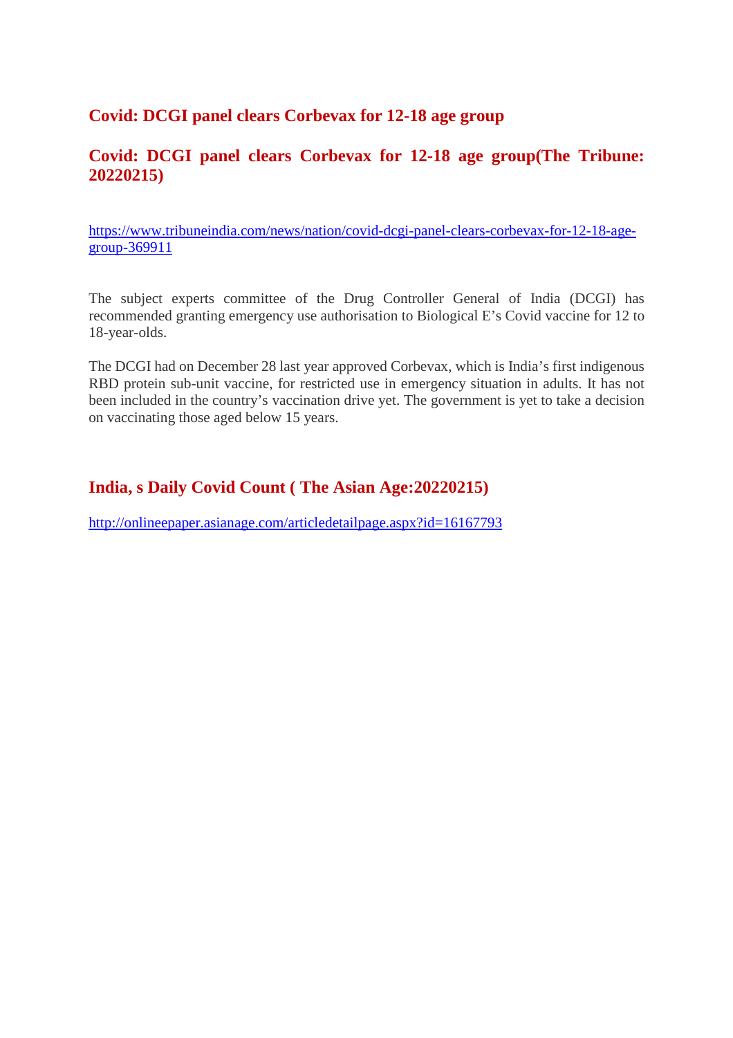## Covid: DCGI panel clears Corbevax for 12-18 age group

## Covid: DCGI panel clears Corbevax for 12-18 age group(The Tribune: 20220215)

https://www.tribuneindia.com/news/nation/covid-dcgi-panel-clears-corbevax-for-12-18-age-group-369911

The subject experts committee of the Drug Controller General of India (DCGI) has recommended granting emergency use authorisation to Biological E's Covid vaccine for 12 to 18-year-olds.

The DCGI had on December 28 last year approved Corbevax, which is India's first indigenous RBD protein sub-unit vaccine, for restricted use in emergency situation in adults. It has not been included in the country's vaccination drive yet. The government is yet to take a decision on vaccinating those aged below 15 years.

## India, s Daily Covid Count ( The Asian Age:20220215)

http://onlineepaper.asianage.com/articledetailpage.aspx?id=16167793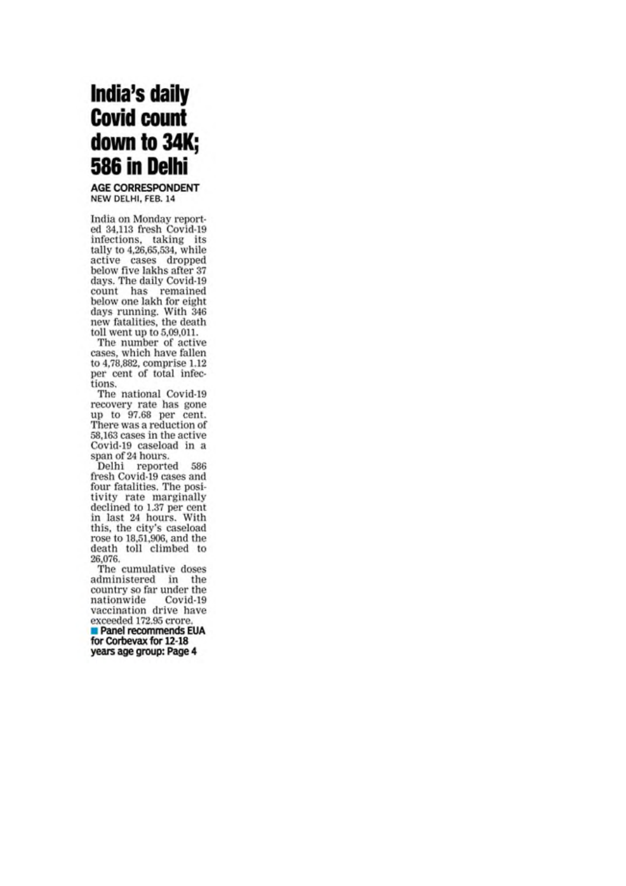# India's daily Covid count down to 34K; 586 in Delhi

**AGE CORRESPONDENT**
NEW DELHI, FEB. 14

India on Monday reported 34,113 fresh Covid-19 infections, taking its tally to 4,26,65,534, while active cases dropped below five lakhs after 37 days. The daily Covid-19 count has remained below one lakh for eight days running. With 346 new fatalities, the death toll went up to 5,09,011.

The number of active cases, which have fallen to 4,78,882, comprise 1.12 per cent of total infections.

The national Covid-19 recovery rate has gone up to 97.68 per cent. There was a reduction of 58,163 cases in the active Covid-19 caseload in a span of 24 hours.

Delhi reported 586 fresh Covid-19 cases and four fatalities. The positivity rate marginally declined to 1.37 per cent in last 24 hours. With this, the city's caseload rose to 18,51,906, and the death toll climbed to 26,076.

The cumulative doses administered in the country so far under the nationwide Covid-19 vaccination drive have exceeded 172.95 crore.

■ **Panel recommends EUA for Corbevax for 12-18 years age group: Page 4**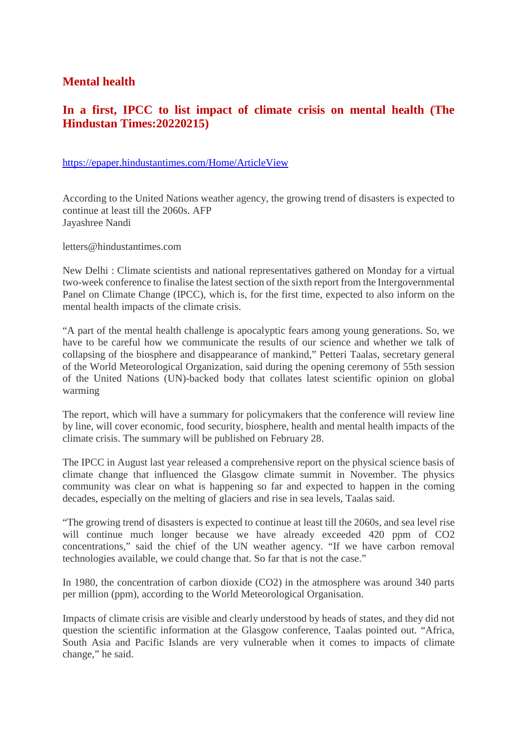# Mental health

## In a first, IPCC to list impact of climate crisis on mental health (The Hindustan Times:20220215)

https://epaper.hindustantimes.com/Home/ArticleView

According to the United Nations weather agency, the growing trend of disasters is expected to continue at least till the 2060s. AFP
Jayashree Nandi

letters@hindustantimes.com

New Delhi : Climate scientists and national representatives gathered on Monday for a virtual two-week conference to finalise the latest section of the sixth report from the Intergovernmental Panel on Climate Change (IPCC), which is, for the first time, expected to also inform on the mental health impacts of the climate crisis.

"A part of the mental health challenge is apocalyptic fears among young generations. So, we have to be careful how we communicate the results of our science and whether we talk of collapsing of the biosphere and disappearance of mankind," Petteri Taalas, secretary general of the World Meteorological Organization, said during the opening ceremony of 55th session of the United Nations (UN)-backed body that collates latest scientific opinion on global warming

The report, which will have a summary for policymakers that the conference will review line by line, will cover economic, food security, biosphere, health and mental health impacts of the climate crisis. The summary will be published on February 28.

The IPCC in August last year released a comprehensive report on the physical science basis of climate change that influenced the Glasgow climate summit in November. The physics community was clear on what is happening so far and expected to happen in the coming decades, especially on the melting of glaciers and rise in sea levels, Taalas said.

"The growing trend of disasters is expected to continue at least till the 2060s, and sea level rise will continue much longer because we have already exceeded 420 ppm of $CO_2$ concentrations," said the chief of the UN weather agency. "If we have carbon removal technologies available, we could change that. So far that is not the case."

In 1980, the concentration of carbon dioxide ($CO_2$) in the atmosphere was around 340 parts per million (ppm), according to the World Meteorological Organisation.

Impacts of climate crisis are visible and clearly understood by heads of states, and they did not question the scientific information at the Glasgow conference, Taalas pointed out. "Africa, South Asia and Pacific Islands are very vulnerable when it comes to impacts of climate change," he said.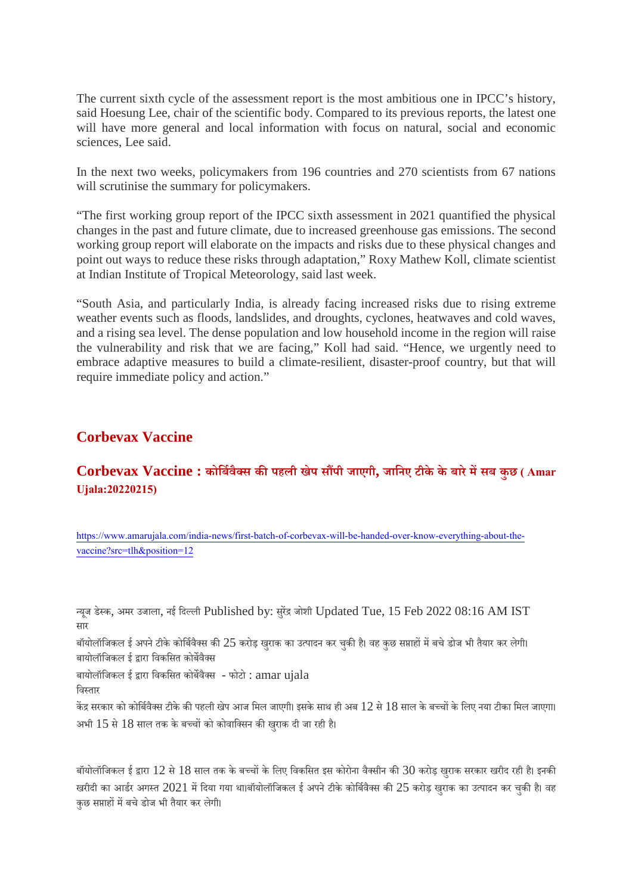The current sixth cycle of the assessment report is the most ambitious one in IPCC's history, said Hoesung Lee, chair of the scientific body. Compared to its previous reports, the latest one will have more general and local information with focus on natural, social and economic sciences, Lee said.

In the next two weeks, policymakers from 196 countries and 270 scientists from 67 nations will scrutinise the summary for policymakers.

"The first working group report of the IPCC sixth assessment in 2021 quantified the physical changes in the past and future climate, due to increased greenhouse gas emissions. The second working group report will elaborate on the impacts and risks due to these physical changes and point out ways to reduce these risks through adaptation," Roxy Mathew Koll, climate scientist at Indian Institute of Tropical Meteorology, said last week.

"South Asia, and particularly India, is already facing increased risks due to rising extreme weather events such as floods, landslides, and droughts, cyclones, heatwaves and cold waves, and a rising sea level. The dense population and low household income in the region will raise the vulnerability and risk that we are facing," Koll had said. "Hence, we urgently need to embrace adaptive measures to build a climate-resilient, disaster-proof country, but that will require immediate policy and action."

## Corbevax Vaccine

### Corbevax Vaccine : कोर्बिवैक्स की पहली खेप सौंपी जाएगी, जानिए टीके के बारे में सब कुछ ( Amar Ujala:20220215)

https://www.amarujala.com/india-news/first-batch-of-corbevax-will-be-handed-over-know-everything-about-the-vaccine?src=tlh&position=12

न्यूज डेस्क, अमर उजाला, नई दिल्ली Published by: सुरेंद्र जोशी Updated Tue, 15 Feb 2022 08:16 AM IST

सार

बॉयोलॉजिकल ई अपने टीके कोर्बिवैक्स की 25 करोड़ खुराक का उत्पादन कर चुकी है। वह कुछ सप्ताहों में बचे डोज भी तैयार कर लेगी।

बायोलॉजिकल ई द्वारा विकसित कोर्बेवैक्स

बायोलॉजिकल ई द्वारा विकसित कोर्बेवैक्स - फोटो : amar ujala

विस्तार

केंद्र सरकार को कोर्बिवैक्स टीके की पहली खेप आज मिल जाएगी। इसके साथ ही अब 12 से 18 साल के बच्चों के लिए नया टीका मिल जाएगा। अभी 15 से 18 साल तक के बच्चों को कोवाक्सिन की खुराक दी जा रही है।

बॉयोलॉजिकल ई द्वारा 12 से 18 साल तक के बच्चों के लिए विकसित इस कोरोना वैक्सीन की 30 करोड़ खुराक सरकार खरीद रही है। इनकी खरीदी का आर्डर अगस्त 2021 में दिया गया था।बॉयोलॉजिकल ई अपने टीके कोर्बिवैक्स की 25 करोड़ खुराक का उत्पादन कर चुकी है। वह कुछ सप्ताहों में बचे डोज भी तैयार कर लेगी।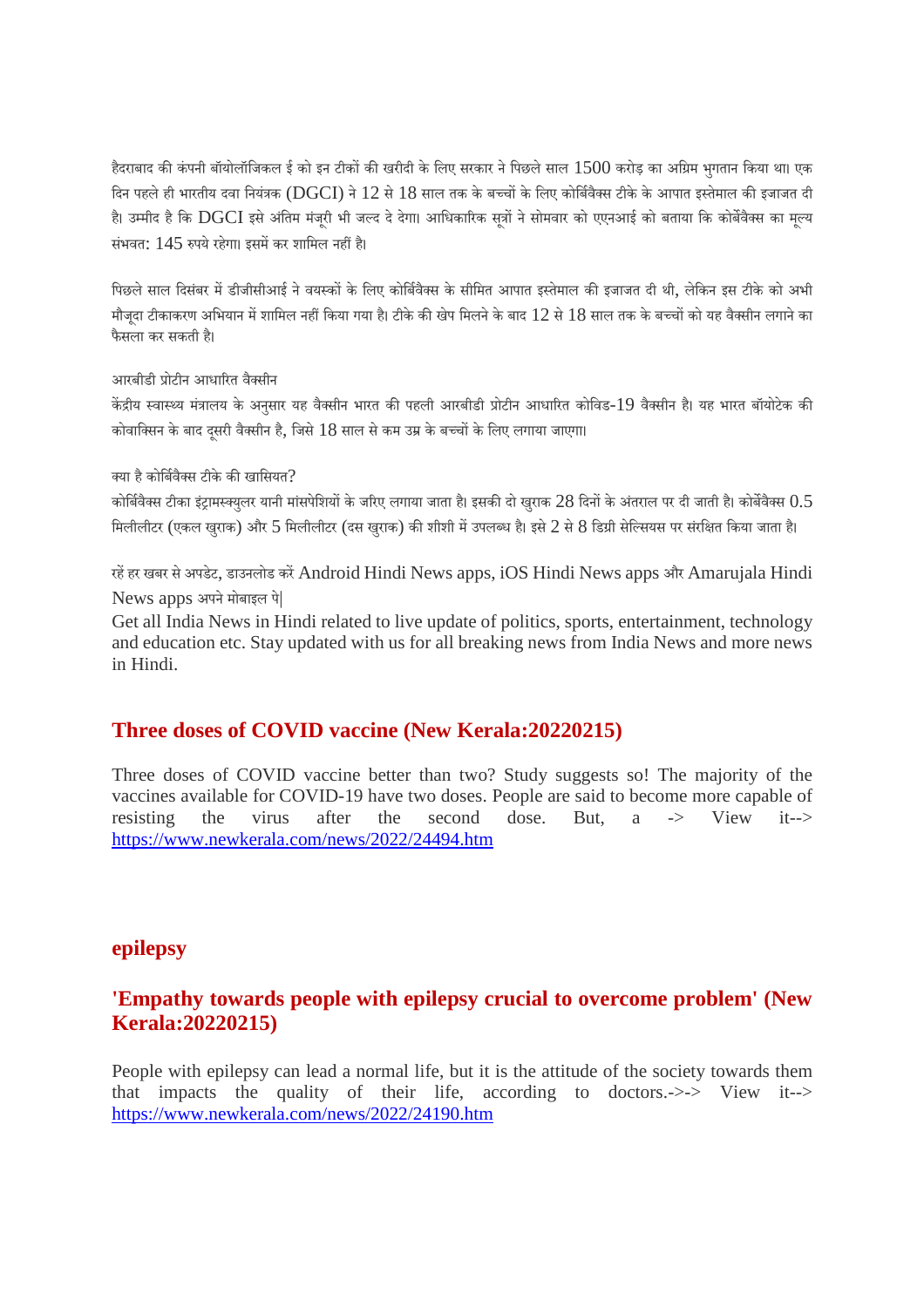हैदराबाद की कंपनी बॉयोलॉजिकल ई को इन टीकों की खरीदी के लिए सरकार ने पिछले साल 1500 करोड़ का अग्रिम भुगतान किया था। एक दिन पहले ही भारतीय दवा नियंत्रक (DGCI) ने 12 से 18 साल तक के बच्चों के लिए कोर्बिवैक्स टीके के आपात इस्तेमाल की इजाजत दी है। उम्मीद है कि DGCI इसे अंतिम मंजूरी भी जल्द दे देगा। आधिकारिक सूत्रों ने सोमवार को एएनआई को बताया कि कोर्बेवैक्स का मूल्य संभवत: 145 रुपये रहेगा। इसमें कर शामिल नहीं है।

पिछले साल दिसंबर में डीजीसीआई ने वयस्कों के लिए कोर्बिवैक्स के सीमित आपात इस्तेमाल की इजाजत दी थी, लेकिन इस टीके को अभी मौजूदा टीकाकरण अभियान में शामिल नहीं किया गया है। टीके की खेप मिलने के बाद 12 से 18 साल तक के बच्चों को यह वैक्सीन लगाने का फैसला कर सकती है।

आरबीडी प्रोटीन आधारित वैक्सीन

केंद्रीय स्वास्थ्य मंत्रालय के अनुसार यह वैक्सीन भारत की पहली आरबीडी प्रोटीन आधारित कोविड-19 वैक्सीन है। यह भारत बॉयोटेक की कोवाक्सिन के बाद दूसरी वैक्सीन है, जिसे 18 साल से कम उम्र के बच्चों के लिए लगाया जाएगा।

क्या है कोर्बिवैक्स टीके की खासियत?

कोर्बिवैक्स टीका इंट्रामस्क्युलर यानी मांसपेशियों के जरिए लगाया जाता है। इसकी दो खुराक 28 दिनों के अंतराल पर दी जाती है। कोर्बेवैक्स 0.5 मिलीलीटर (एकल खुराक) और 5 मिलीलीटर (दस खुराक) की शीशी में उपलब्ध है। इसे 2 से 8 डिग्री सेल्सियस पर संरक्षित किया जाता है।

रहें हर खबर से अपडेट, डाउनलोड करें Android Hindi News apps, iOS Hindi News apps और Amarujala Hindi News apps अपने मोबाइल पे|
Get all India News in Hindi related to live update of politics, sports, entertainment, technology and education etc. Stay updated with us for all breaking news from India News and more news in Hindi.

## Three doses of COVID vaccine (New Kerala:20220215)

Three doses of COVID vaccine better than two? Study suggests so! The majority of the vaccines available for COVID-19 have two doses. People are said to become more capable of resisting the virus after the second dose. But, a -> View it--> https://www.newkerala.com/news/2022/24494.htm

## epilepsy

## 'Empathy towards people with epilepsy crucial to overcome problem' (New Kerala:20220215)

People with epilepsy can lead a normal life, but it is the attitude of the society towards them that impacts the quality of their life, according to doctors.->-> View it--> https://www.newkerala.com/news/2022/24190.htm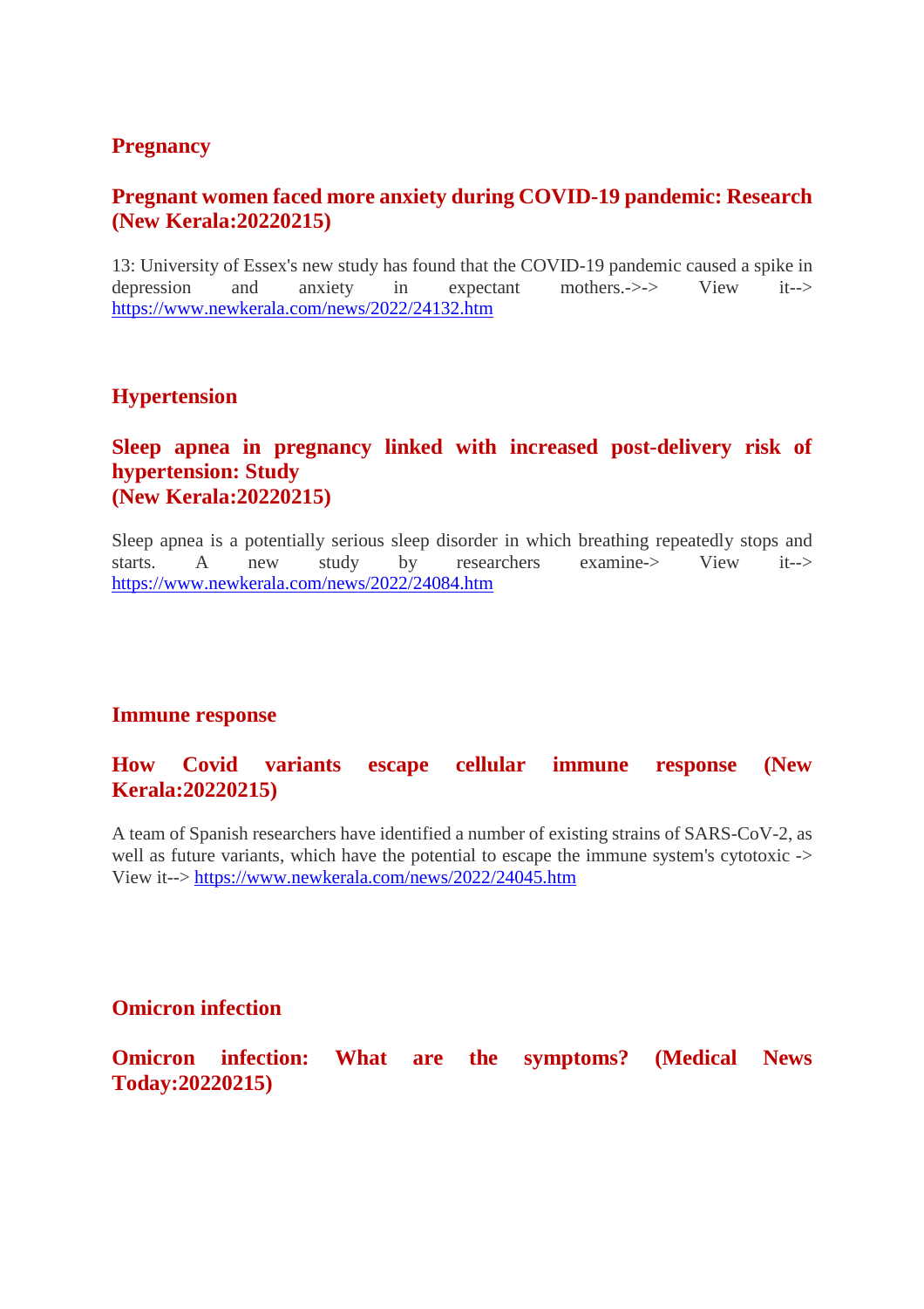## Pregnancy

### Pregnant women faced more anxiety during COVID-19 pandemic: Research (New Kerala:20220215)

13: University of Essex's new study has found that the COVID-19 pandemic caused a spike in depression and anxiety in expectant mothers.->-> View it--> https://www.newkerala.com/news/2022/24132.htm

## Hypertension

### Sleep apnea in pregnancy linked with increased post-delivery risk of hypertension: Study (New Kerala:20220215)

Sleep apnea is a potentially serious sleep disorder in which breathing repeatedly stops and starts. A new study by researchers examine-> View it--> https://www.newkerala.com/news/2022/24084.htm

## Immune response

### How Covid variants escape cellular immune response (New Kerala:20220215)

A team of Spanish researchers have identified a number of existing strains of SARS-CoV-2, as well as future variants, which have the potential to escape the immune system's cytotoxic -> View it--> https://www.newkerala.com/news/2022/24045.htm

## Omicron infection

### Omicron infection: What are the symptoms? (Medical News Today:20220215)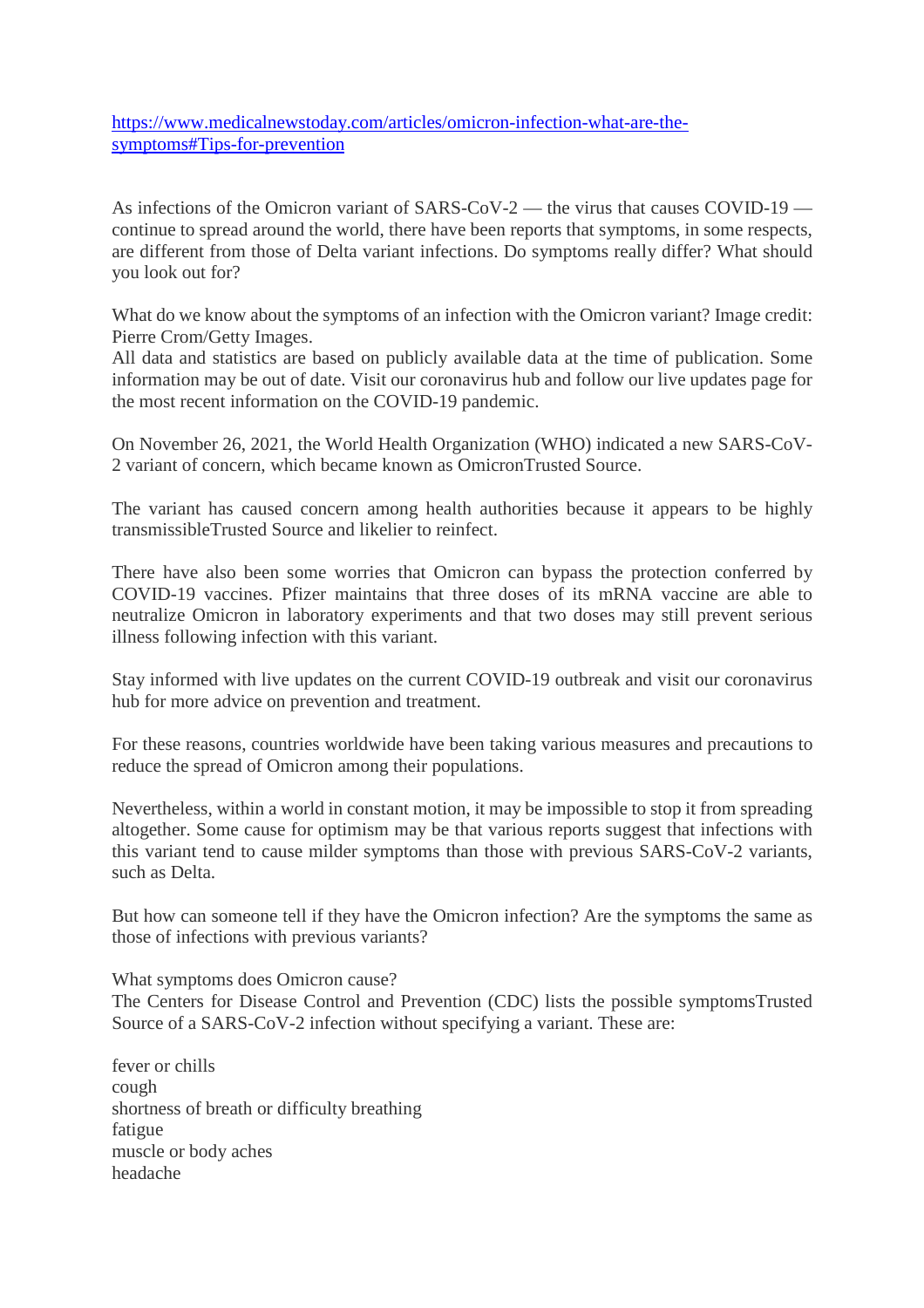[https://www.medicalnewstoday.com/articles/omicron-infection-what-are-the-symptoms#Tips-for-prevention](https://www.medicalnewstoday.com/articles/omicron-infection-what-are-the-symptoms#Tips-for-prevention)

As infections of the Omicron variant of SARS-CoV-2 — the virus that causes COVID-19 — continue to spread around the world, there have been reports that symptoms, in some respects, are different from those of Delta variant infections. Do symptoms really differ? What should you look out for?

What do we know about the symptoms of an infection with the Omicron variant? Image credit: Pierre Crom/Getty Images.
All data and statistics are based on publicly available data at the time of publication. Some information may be out of date. Visit our coronavirus hub and follow our live updates page for the most recent information on the COVID-19 pandemic.

On November 26, 2021, the World Health Organization (WHO) indicated a new SARS-CoV-2 variant of concern, which became known as OmicronTrusted Source.

The variant has caused concern among health authorities because it appears to be highly transmissibleTrusted Source and likelier to reinfect.

There have also been some worries that Omicron can bypass the protection conferred by COVID-19 vaccines. Pfizer maintains that three doses of its mRNA vaccine are able to neutralize Omicron in laboratory experiments and that two doses may still prevent serious illness following infection with this variant.

Stay informed with live updates on the current COVID-19 outbreak and visit our coronavirus hub for more advice on prevention and treatment.

For these reasons, countries worldwide have been taking various measures and precautions to reduce the spread of Omicron among their populations.

Nevertheless, within a world in constant motion, it may be impossible to stop it from spreading altogether. Some cause for optimism may be that various reports suggest that infections with this variant tend to cause milder symptoms than those with previous SARS-CoV-2 variants, such as Delta.

But how can someone tell if they have the Omicron infection? Are the symptoms the same as those of infections with previous variants?

What symptoms does Omicron cause?
The Centers for Disease Control and Prevention (CDC) lists the possible symptomsTrusted Source of a SARS-CoV-2 infection without specifying a variant. These are:

fever or chills
cough
shortness of breath or difficulty breathing
fatigue
muscle or body aches
headache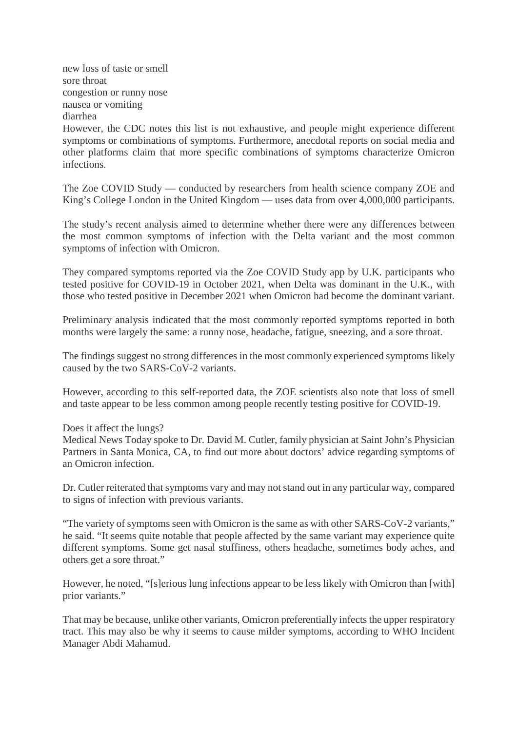- new loss of taste or smell
- sore throat
- congestion or runny nose
- nausea or vomiting
- diarrhea

However, the CDC notes this list is not exhaustive, and people might experience different symptoms or combinations of symptoms. Furthermore, anecdotal reports on social media and other platforms claim that more specific combinations of symptoms characterize Omicron infections.

The Zoe COVID Study — conducted by researchers from health science company ZOE and King's College London in the United Kingdom — uses data from over 4,000,000 participants.

The study's recent analysis aimed to determine whether there were any differences between the most common symptoms of infection with the Delta variant and the most common symptoms of infection with Omicron.

They compared symptoms reported via the Zoe COVID Study app by U.K. participants who tested positive for COVID-19 in October 2021, when Delta was dominant in the U.K., with those who tested positive in December 2021 when Omicron had become the dominant variant.

Preliminary analysis indicated that the most commonly reported symptoms reported in both months were largely the same: a runny nose, headache, fatigue, sneezing, and a sore throat.

The findings suggest no strong differences in the most commonly experienced symptoms likely caused by the two SARS-CoV-2 variants.

However, according to this self-reported data, the ZOE scientists also note that loss of smell and taste appear to be less common among people recently testing positive for COVID-19.

## Does it affect the lungs?

Medical News Today spoke to Dr. David M. Cutler, family physician at Saint John's Physician Partners in Santa Monica, CA, to find out more about doctors' advice regarding symptoms of an Omicron infection.

Dr. Cutler reiterated that symptoms vary and may not stand out in any particular way, compared to signs of infection with previous variants.

"The variety of symptoms seen with Omicron is the same as with other SARS-CoV-2 variants," he said. "It seems quite notable that people affected by the same variant may experience quite different symptoms. Some get nasal stuffiness, others headache, sometimes body aches, and others get a sore throat."

However, he noted, "[s]erious lung infections appear to be less likely with Omicron than [with] prior variants."

That may be because, unlike other variants, Omicron preferentially infects the upper respiratory tract. This may also be why it seems to cause milder symptoms, according to WHO Incident Manager Abdi Mahamud.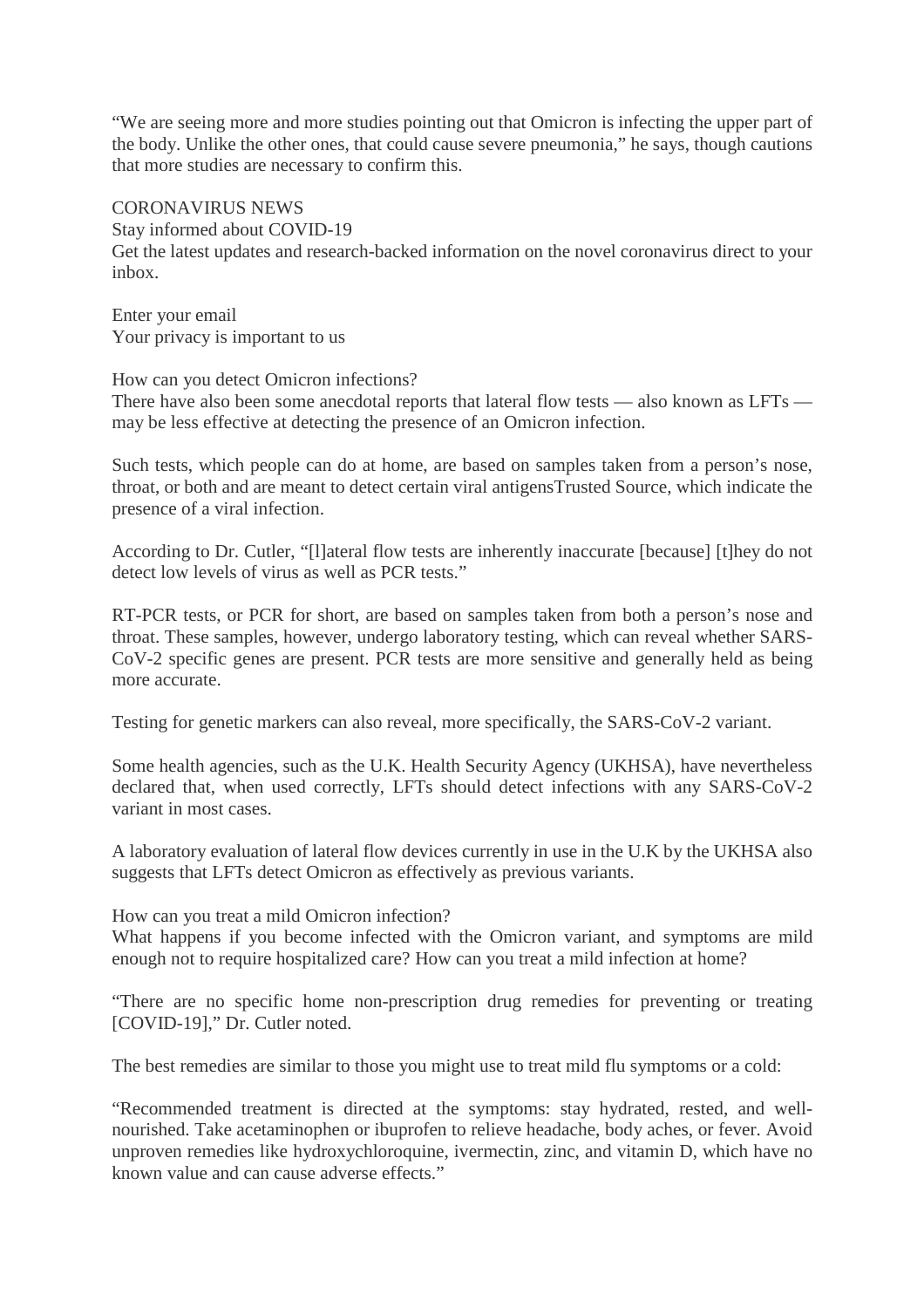"We are seeing more and more studies pointing out that Omicron is infecting the upper part of the body. Unlike the other ones, that could cause severe pneumonia," he says, though cautions that more studies are necessary to confirm this.

CORONAVIRUS NEWS
Stay informed about COVID-19
Get the latest updates and research-backed information on the novel coronavirus direct to your inbox.

Enter your email
Your privacy is important to us

## How can you detect Omicron infections?

There have also been some anecdotal reports that lateral flow tests — also known as LFTs — may be less effective at detecting the presence of an Omicron infection.

Such tests, which people can do at home, are based on samples taken from a person's nose, throat, or both and are meant to detect certain viral antigensTrusted Source, which indicate the presence of a viral infection.

According to Dr. Cutler, "[l]ateral flow tests are inherently inaccurate [because] [t]hey do not detect low levels of virus as well as PCR tests."

RT-PCR tests, or PCR for short, are based on samples taken from both a person's nose and throat. These samples, however, undergo laboratory testing, which can reveal whether SARS-CoV-2 specific genes are present. PCR tests are more sensitive and generally held as being more accurate.

Testing for genetic markers can also reveal, more specifically, the SARS-CoV-2 variant.

Some health agencies, such as the U.K. Health Security Agency (UKHSA), have nevertheless declared that, when used correctly, LFTs should detect infections with any SARS-CoV-2 variant in most cases.

A laboratory evaluation of lateral flow devices currently in use in the U.K by the UKHSA also suggests that LFTs detect Omicron as effectively as previous variants.

## How can you treat a mild Omicron infection?

What happens if you become infected with the Omicron variant, and symptoms are mild enough not to require hospitalized care? How can you treat a mild infection at home?

"There are no specific home non-prescription drug remedies for preventing or treating [COVID-19]," Dr. Cutler noted.

The best remedies are similar to those you might use to treat mild flu symptoms or a cold:

"Recommended treatment is directed at the symptoms: stay hydrated, rested, and well-nourished. Take acetaminophen or ibuprofen to relieve headache, body aches, or fever. Avoid unproven remedies like hydroxychloroquine, ivermectin, zinc, and vitamin D, which have no known value and can cause adverse effects."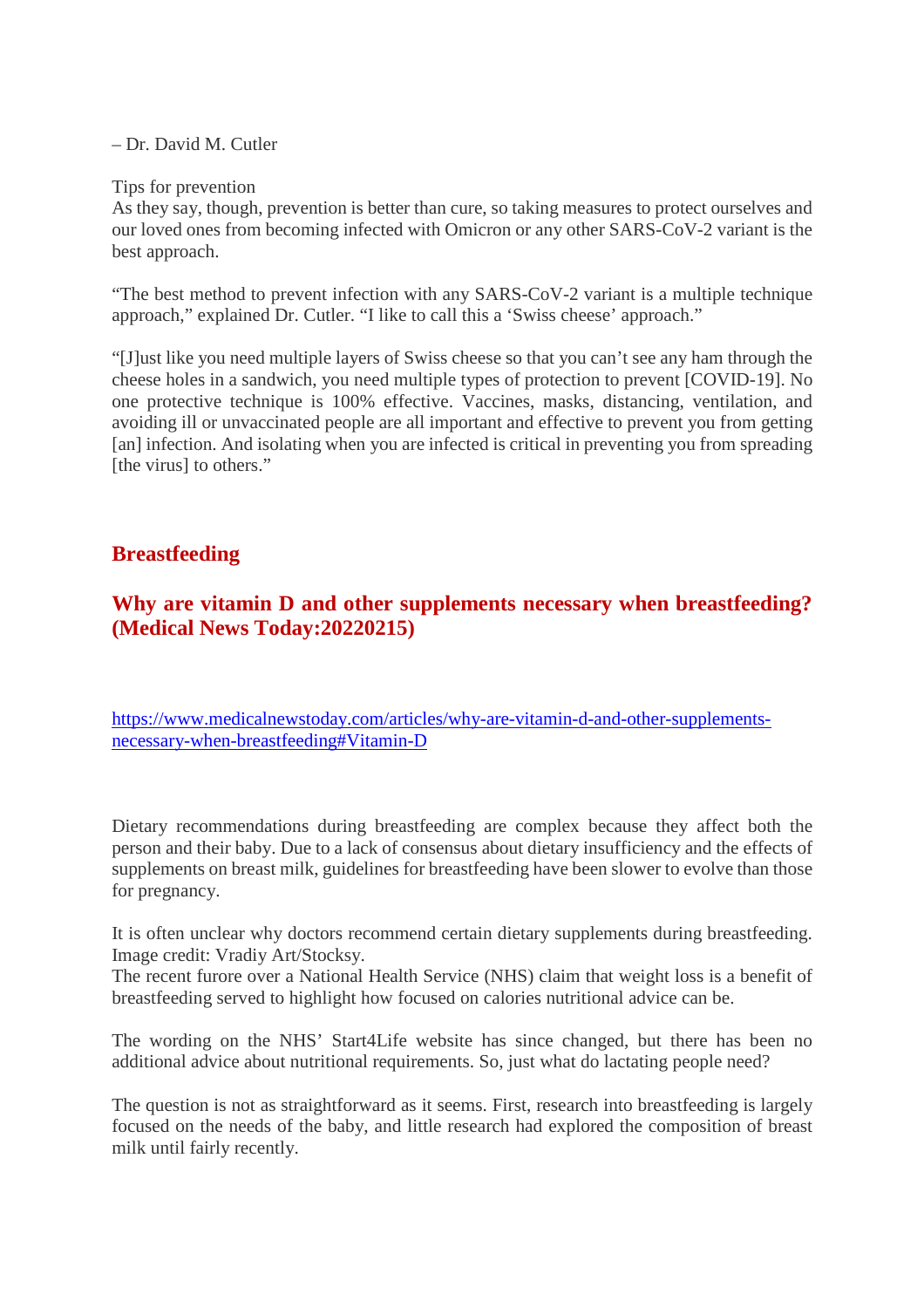– Dr. David M. Cutler

Tips for prevention

As they say, though, prevention is better than cure, so taking measures to protect ourselves and our loved ones from becoming infected with Omicron or any other SARS-CoV-2 variant is the best approach.

"The best method to prevent infection with any SARS-CoV-2 variant is a multiple technique approach," explained Dr. Cutler. "I like to call this a 'Swiss cheese' approach."

"[J]ust like you need multiple layers of Swiss cheese so that you can't see any ham through the cheese holes in a sandwich, you need multiple types of protection to prevent [COVID-19]. No one protective technique is 100% effective. Vaccines, masks, distancing, ventilation, and avoiding ill or unvaccinated people are all important and effective to prevent you from getting [an] infection. And isolating when you are infected is critical in preventing you from spreading [the virus] to others."

## Breastfeeding

## Why are vitamin D and other supplements necessary when breastfeeding? (Medical News Today:20220215)

https://www.medicalnewstoday.com/articles/why-are-vitamin-d-and-other-supplements-necessary-when-breastfeeding#Vitamin-D

Dietary recommendations during breastfeeding are complex because they affect both the person and their baby. Due to a lack of consensus about dietary insufficiency and the effects of supplements on breast milk, guidelines for breastfeeding have been slower to evolve than those for pregnancy.

It is often unclear why doctors recommend certain dietary supplements during breastfeeding. Image credit: Vradiy Art/Stocksy.

The recent furore over a National Health Service (NHS) claim that weight loss is a benefit of breastfeeding served to highlight how focused on calories nutritional advice can be.

The wording on the NHS' Start4Life website has since changed, but there has been no additional advice about nutritional requirements. So, just what do lactating people need?

The question is not as straightforward as it seems. First, research into breastfeeding is largely focused on the needs of the baby, and little research had explored the composition of breast milk until fairly recently.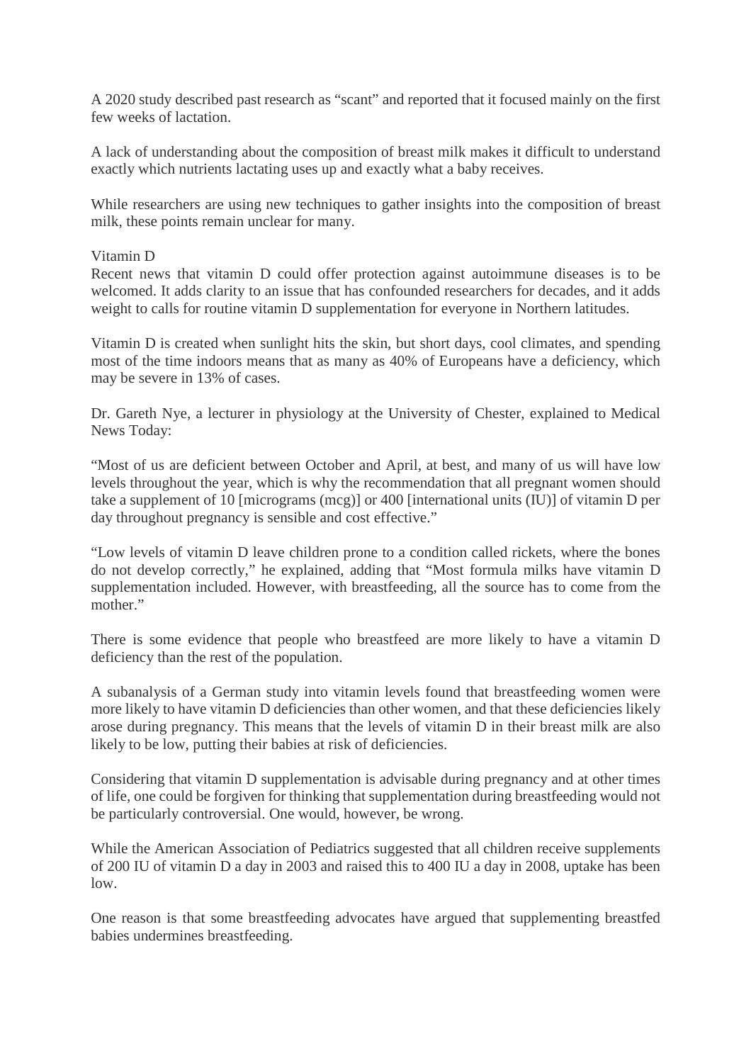A 2020 study described past research as "scant" and reported that it focused mainly on the first few weeks of lactation.

A lack of understanding about the composition of breast milk makes it difficult to understand exactly which nutrients lactating uses up and exactly what a baby receives.

While researchers are using new techniques to gather insights into the composition of breast milk, these points remain unclear for many.

## Vitamin D

Recent news that vitamin D could offer protection against autoimmune diseases is to be welcomed. It adds clarity to an issue that has confounded researchers for decades, and it adds weight to calls for routine vitamin D supplementation for everyone in Northern latitudes.

Vitamin D is created when sunlight hits the skin, but short days, cool climates, and spending most of the time indoors means that as many as 40% of Europeans have a deficiency, which may be severe in 13% of cases.

Dr. Gareth Nye, a lecturer in physiology at the University of Chester, explained to Medical News Today:

"Most of us are deficient between October and April, at best, and many of us will have low levels throughout the year, which is why the recommendation that all pregnant women should take a supplement of 10 [micrograms (mcg)] or 400 [international units (IU)] of vitamin D per day throughout pregnancy is sensible and cost effective."

"Low levels of vitamin D leave children prone to a condition called rickets, where the bones do not develop correctly," he explained, adding that "Most formula milks have vitamin D supplementation included. However, with breastfeeding, all the source has to come from the mother."

There is some evidence that people who breastfeed are more likely to have a vitamin D deficiency than the rest of the population.

A subanalysis of a German study into vitamin levels found that breastfeeding women were more likely to have vitamin D deficiencies than other women, and that these deficiencies likely arose during pregnancy. This means that the levels of vitamin D in their breast milk are also likely to be low, putting their babies at risk of deficiencies.

Considering that vitamin D supplementation is advisable during pregnancy and at other times of life, one could be forgiven for thinking that supplementation during breastfeeding would not be particularly controversial. One would, however, be wrong.

While the American Association of Pediatrics suggested that all children receive supplements of 200 IU of vitamin D a day in 2003 and raised this to 400 IU a day in 2008, uptake has been low.

One reason is that some breastfeeding advocates have argued that supplementing breastfed babies undermines breastfeeding.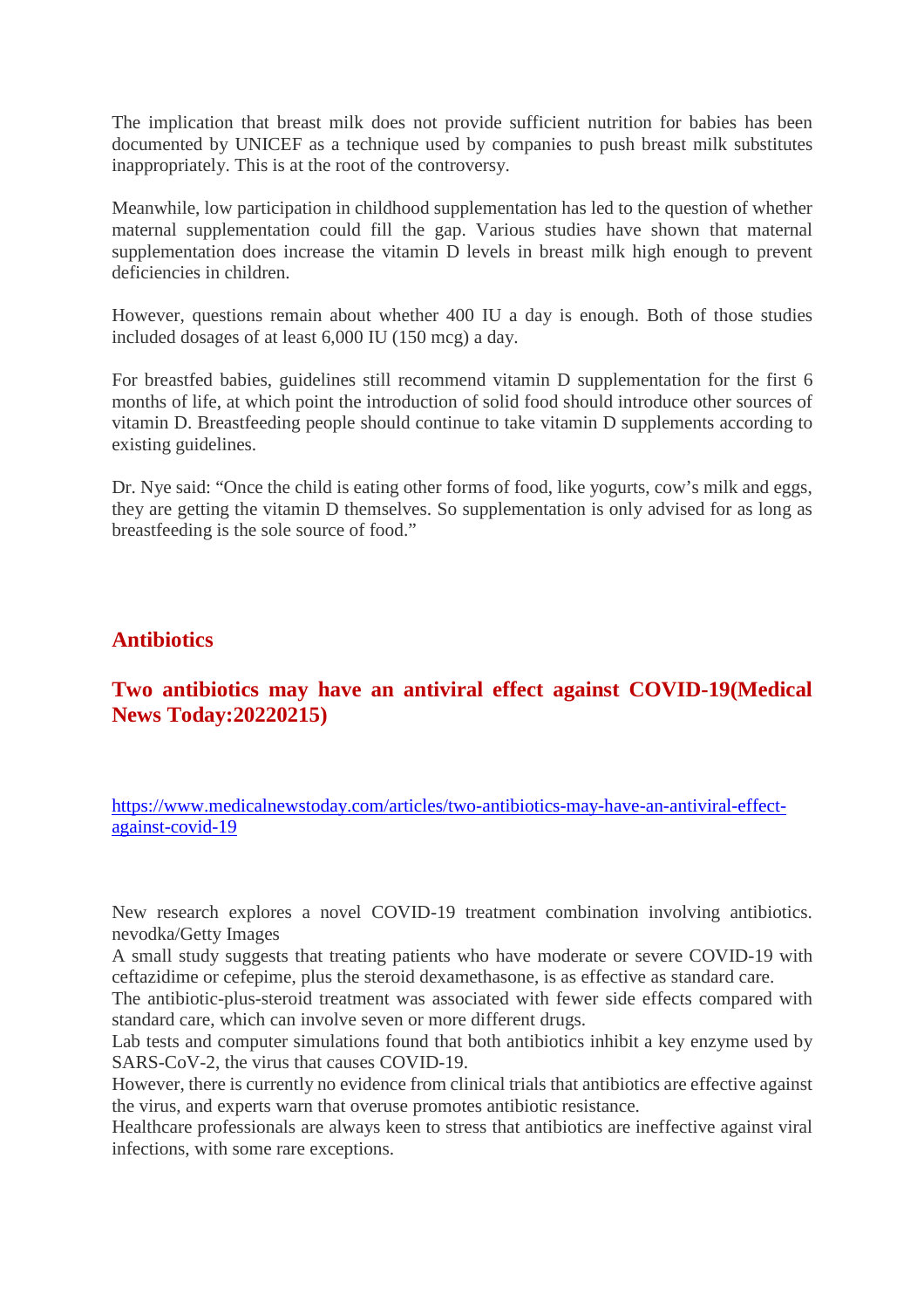The implication that breast milk does not provide sufficient nutrition for babies has been documented by UNICEF as a technique used by companies to push breast milk substitutes inappropriately. This is at the root of the controversy.

Meanwhile, low participation in childhood supplementation has led to the question of whether maternal supplementation could fill the gap. Various studies have shown that maternal supplementation does increase the vitamin D levels in breast milk high enough to prevent deficiencies in children.

However, questions remain about whether 400 IU a day is enough. Both of those studies included dosages of at least 6,000 IU (150 mcg) a day.

For breastfed babies, guidelines still recommend vitamin D supplementation for the first 6 months of life, at which point the introduction of solid food should introduce other sources of vitamin D. Breastfeeding people should continue to take vitamin D supplements according to existing guidelines.

Dr. Nye said: “Once the child is eating other forms of food, like yogurts, cow’s milk and eggs, they are getting the vitamin D themselves. So supplementation is only advised for as long as breastfeeding is the sole source of food.”

## Antibiotics

## Two antibiotics may have an antiviral effect against COVID-19(Medical News Today:20220215)

https://www.medicalnewstoday.com/articles/two-antibiotics-may-have-an-antiviral-effect-against-covid-19

New research explores a novel COVID-19 treatment combination involving antibiotics. nevodka/Getty Images

A small study suggests that treating patients who have moderate or severe COVID-19 with ceftazidime or cefepime, plus the steroid dexamethasone, is as effective as standard care.

The antibiotic-plus-steroid treatment was associated with fewer side effects compared with standard care, which can involve seven or more different drugs.

Lab tests and computer simulations found that both antibiotics inhibit a key enzyme used by SARS-CoV-2, the virus that causes COVID-19.

However, there is currently no evidence from clinical trials that antibiotics are effective against the virus, and experts warn that overuse promotes antibiotic resistance.

Healthcare professionals are always keen to stress that antibiotics are ineffective against viral infections, with some rare exceptions.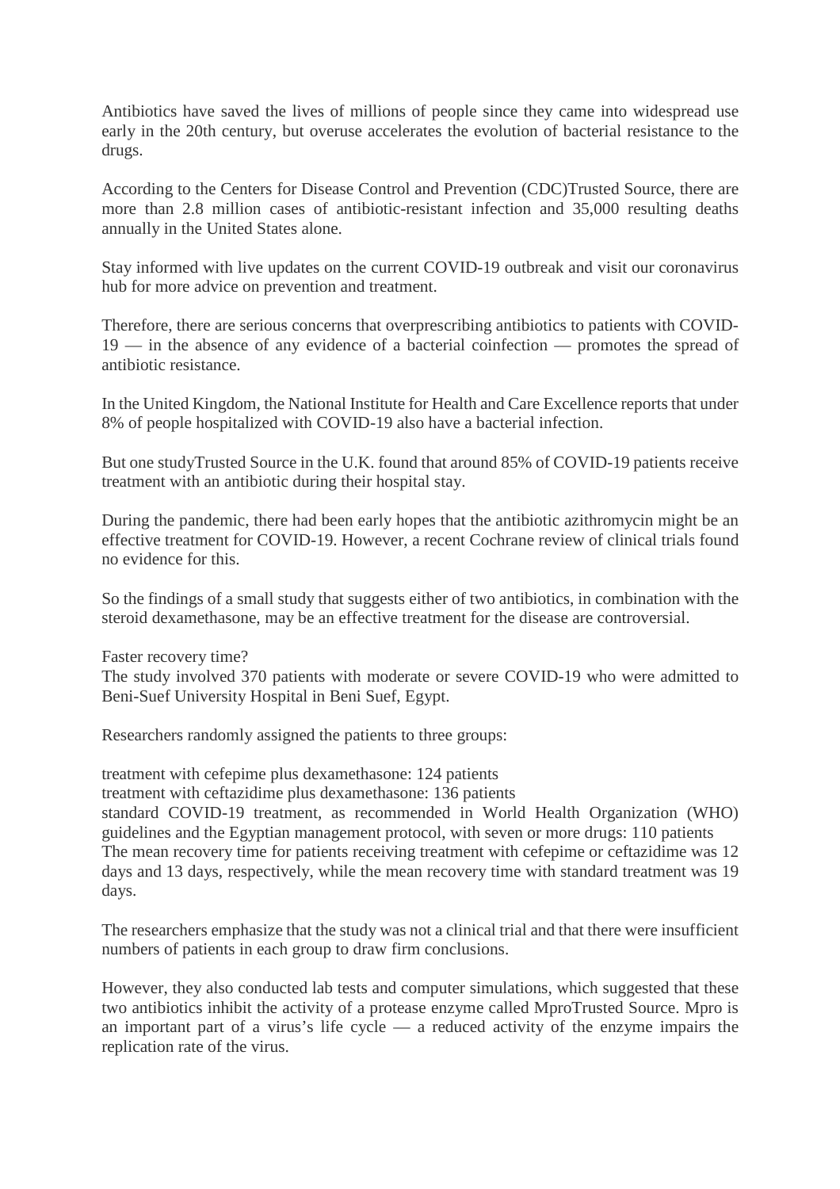Antibiotics have saved the lives of millions of people since they came into widespread use early in the 20th century, but overuse accelerates the evolution of bacterial resistance to the drugs.

According to the Centers for Disease Control and Prevention (CDC)Trusted Source, there are more than 2.8 million cases of antibiotic-resistant infection and 35,000 resulting deaths annually in the United States alone.

Stay informed with live updates on the current COVID-19 outbreak and visit our coronavirus hub for more advice on prevention and treatment.

Therefore, there are serious concerns that overprescribing antibiotics to patients with COVID-19 — in the absence of any evidence of a bacterial coinfection — promotes the spread of antibiotic resistance.

In the United Kingdom, the National Institute for Health and Care Excellence reports that under 8% of people hospitalized with COVID-19 also have a bacterial infection.

But one studyTrusted Source in the U.K. found that around 85% of COVID-19 patients receive treatment with an antibiotic during their hospital stay.

During the pandemic, there had been early hopes that the antibiotic azithromycin might be an effective treatment for COVID-19. However, a recent Cochrane review of clinical trials found no evidence for this.

So the findings of a small study that suggests either of two antibiotics, in combination with the steroid dexamethasone, may be an effective treatment for the disease are controversial.

## Faster recovery time?

The study involved 370 patients with moderate or severe COVID-19 who were admitted to Beni-Suef University Hospital in Beni Suef, Egypt.

Researchers randomly assigned the patients to three groups:

- treatment with cefepime plus dexamethasone: 124 patients
- treatment with ceftazidime plus dexamethasone: 136 patients
- standard COVID-19 treatment, as recommended in World Health Organization (WHO) guidelines and the Egyptian management protocol, with seven or more drugs: 110 patients

The mean recovery time for patients receiving treatment with cefepime or ceftazidime was 12 days and 13 days, respectively, while the mean recovery time with standard treatment was 19 days.

The researchers emphasize that the study was not a clinical trial and that there were insufficient numbers of patients in each group to draw firm conclusions.

However, they also conducted lab tests and computer simulations, which suggested that these two antibiotics inhibit the activity of a protease enzyme called MproTrusted Source. Mpro is an important part of a virus's life cycle — a reduced activity of the enzyme impairs the replication rate of the virus.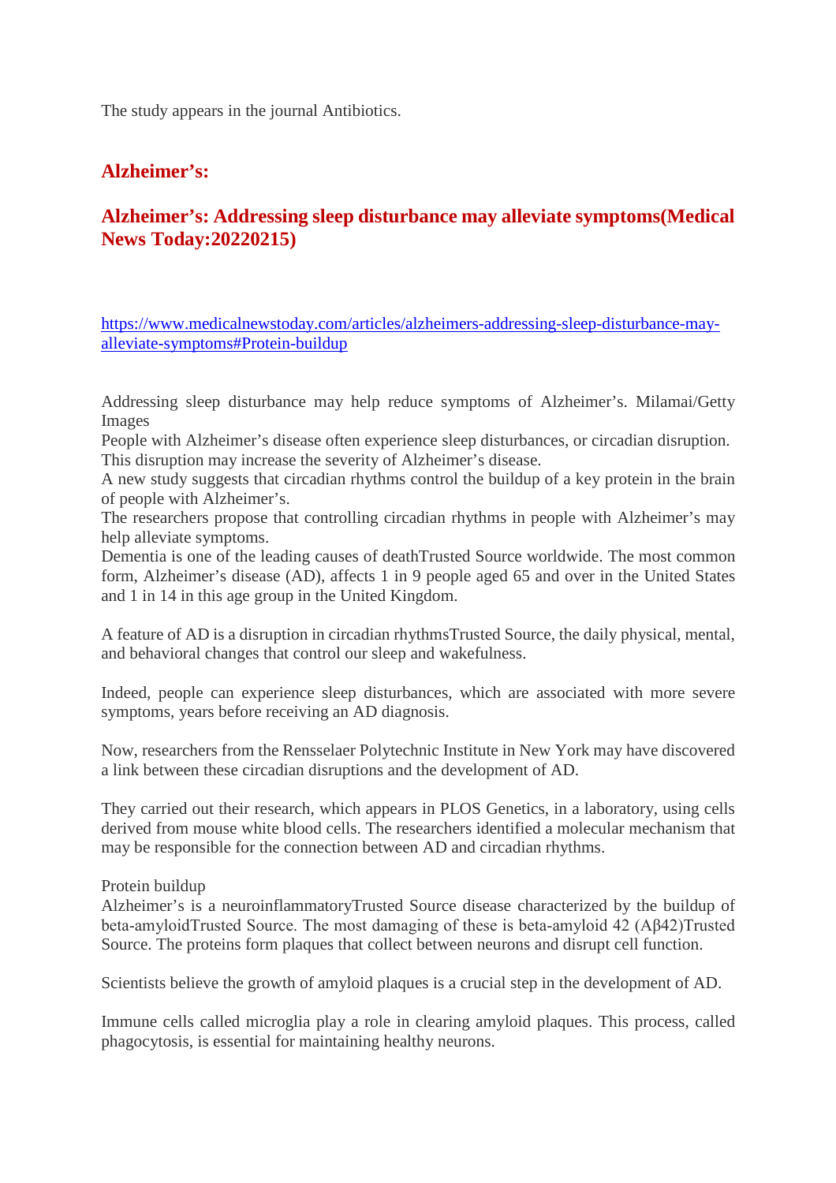The study appears in the journal Antibiotics.

## Alzheimer’s:

## Alzheimer’s: Addressing sleep disturbance may alleviate symptoms(Medical News Today:20220215)

https://www.medicalnewstoday.com/articles/alzheimers-addressing-sleep-disturbance-may-alleviate-symptoms#Protein-buildup

Addressing sleep disturbance may help reduce symptoms of Alzheimer’s. Milamai/Getty Images
People with Alzheimer’s disease often experience sleep disturbances, or circadian disruption. This disruption may increase the severity of Alzheimer’s disease.
A new study suggests that circadian rhythms control the buildup of a key protein in the brain of people with Alzheimer’s.
The researchers propose that controlling circadian rhythms in people with Alzheimer’s may help alleviate symptoms.
Dementia is one of the leading causes of deathTrusted Source worldwide. The most common form, Alzheimer’s disease (AD), affects 1 in 9 people aged 65 and over in the United States and 1 in 14 in this age group in the United Kingdom.

A feature of AD is a disruption in circadian rhythmsTrusted Source, the daily physical, mental, and behavioral changes that control our sleep and wakefulness.

Indeed, people can experience sleep disturbances, which are associated with more severe symptoms, years before receiving an AD diagnosis.

Now, researchers from the Rensselaer Polytechnic Institute in New York may have discovered a link between these circadian disruptions and the development of AD.

They carried out their research, which appears in PLOS Genetics, in a laboratory, using cells derived from mouse white blood cells. The researchers identified a molecular mechanism that may be responsible for the connection between AD and circadian rhythms.

Protein buildup
Alzheimer’s is a neuroinflammatoryTrusted Source disease characterized by the buildup of beta-amyloidTrusted Source. The most damaging of these is beta-amyloid 42 (Aβ42)Trusted Source. The proteins form plaques that collect between neurons and disrupt cell function.

Scientists believe the growth of amyloid plaques is a crucial step in the development of AD.

Immune cells called microglia play a role in clearing amyloid plaques. This process, called phagocytosis, is essential for maintaining healthy neurons.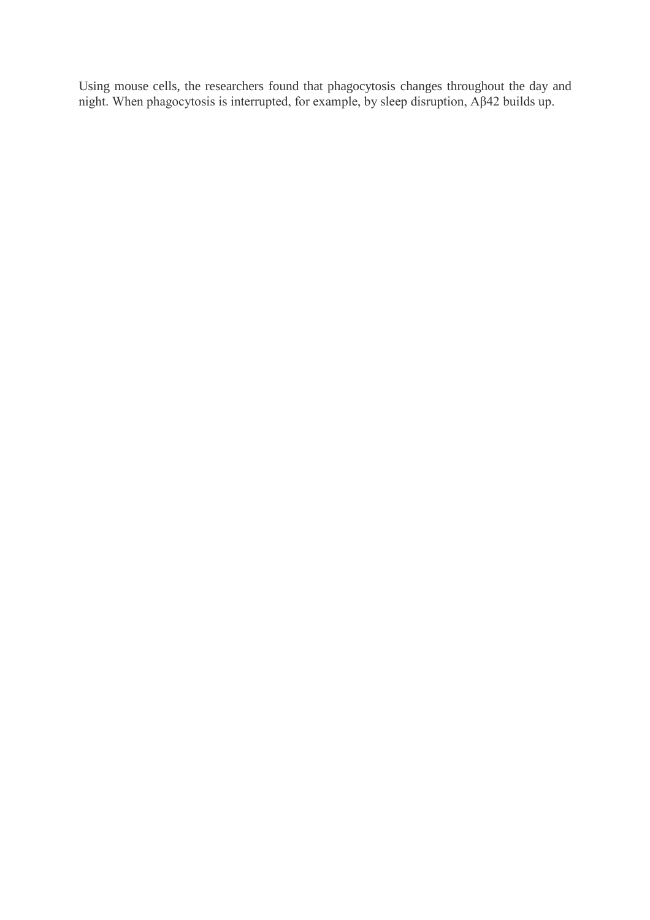Using mouse cells, the researchers found that phagocytosis changes throughout the day and night. When phagocytosis is interrupted, for example, by sleep disruption, Aβ42 builds up.